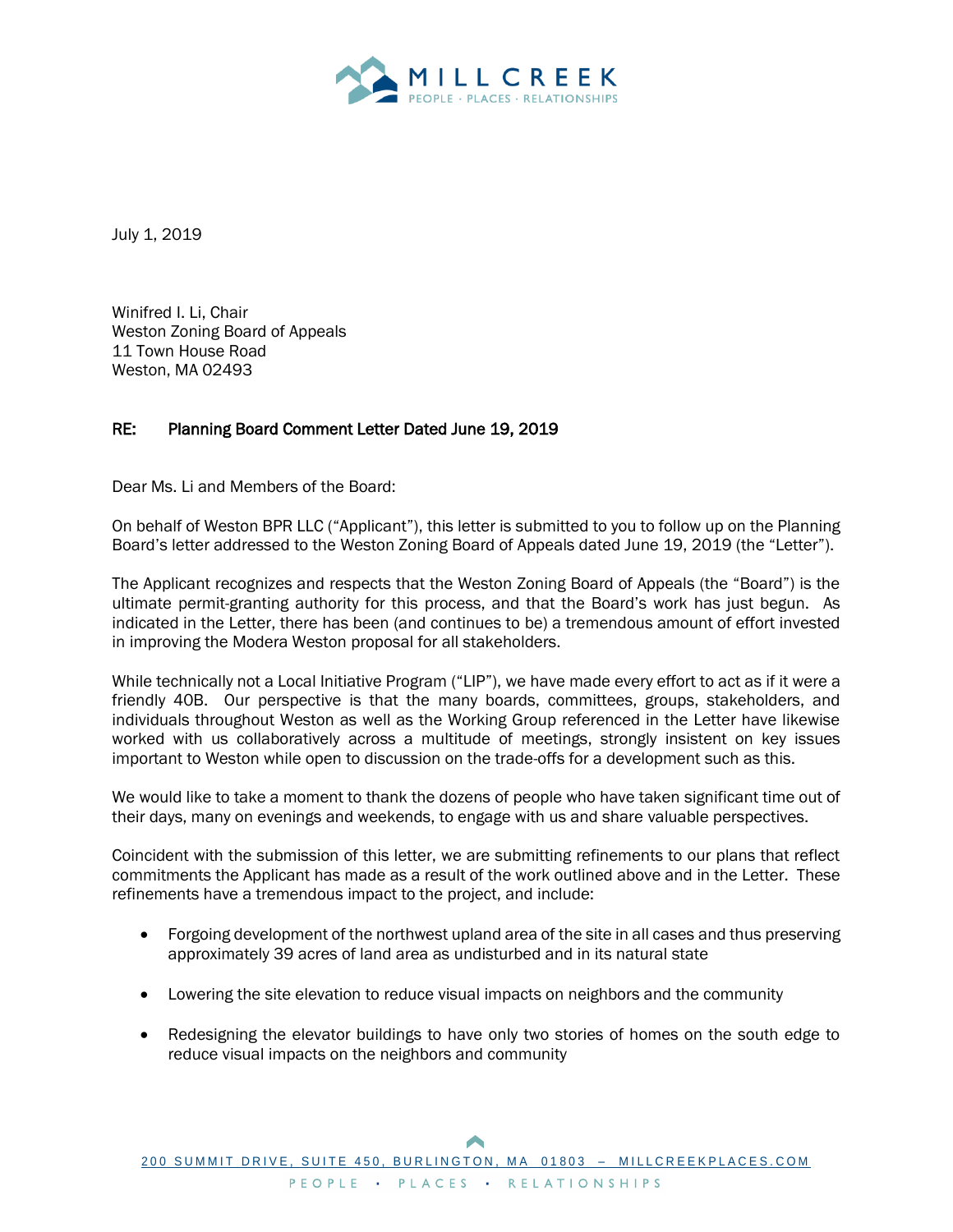MILL CREEK
PEOPLE · PLACES · RELATIONSHIPS

July 1, 2019

Winifred I. Li, Chair
Weston Zoning Board of Appeals
11 Town House Road
Weston, MA 02493

**RE: Planning Board Comment Letter Dated June 19, 2019**

Dear Ms. Li and Members of the Board:

On behalf of Weston BPR LLC ("Applicant"), this letter is submitted to you to follow up on the Planning Board's letter addressed to the Weston Zoning Board of Appeals dated June 19, 2019 (the "Letter").

The Applicant recognizes and respects that the Weston Zoning Board of Appeals (the "Board") is the ultimate permit-granting authority for this process, and that the Board's work has just begun. As indicated in the Letter, there has been (and continues to be) a tremendous amount of effort invested in improving the Modera Weston proposal for all stakeholders.

While technically not a Local Initiative Program ("LIP"), we have made every effort to act as if it were a friendly 40B. Our perspective is that the many boards, committees, groups, stakeholders, and individuals throughout Weston as well as the Working Group referenced in the Letter have likewise worked with us collaboratively across a multitude of meetings, strongly insistent on key issues important to Weston while open to discussion on the trade-offs for a development such as this.

We would like to take a moment to thank the dozens of people who have taken significant time out of their days, many on evenings and weekends, to engage with us and share valuable perspectives.

Coincident with the submission of this letter, we are submitting refinements to our plans that reflect commitments the Applicant has made as a result of the work outlined above and in the Letter. These refinements have a tremendous impact to the project, and include:

- Forgoing development of the northwest upland area of the site in all cases and thus preserving approximately 39 acres of land area as undisturbed and in its natural state
- Lowering the site elevation to reduce visual impacts on neighbors and the community
- Redesigning the elevator buildings to have only two stories of homes on the south edge to reduce visual impacts on the neighbors and community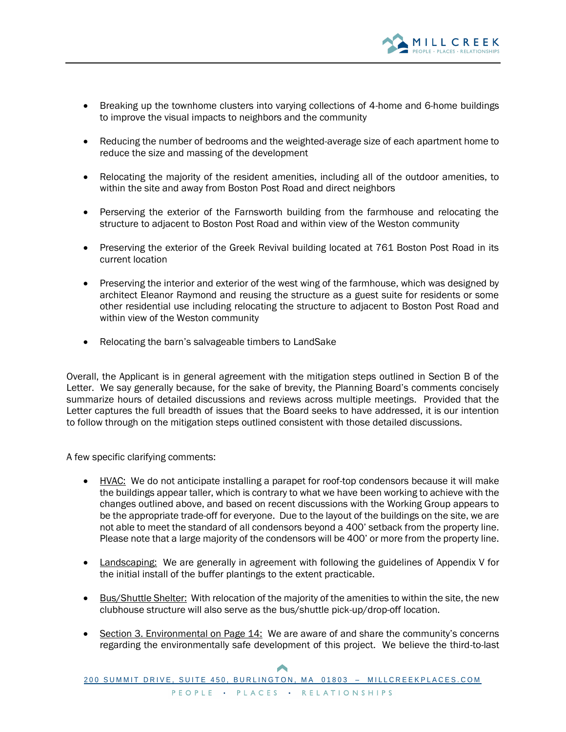- Breaking up the townhome clusters into varying collections of 4-home and 6-home buildings to improve the visual impacts to neighbors and the community

- Reducing the number of bedrooms and the weighted-average size of each apartment home to reduce the size and massing of the development

- Relocating the majority of the resident amenities, including all of the outdoor amenities, to within the site and away from Boston Post Road and direct neighbors

- Perserving the exterior of the Farnsworth building from the farmhouse and relocating the structure to adjacent to Boston Post Road and within view of the Weston community

- Preserving the exterior of the Greek Revival building located at 761 Boston Post Road in its current location

- Preserving the interior and exterior of the west wing of the farmhouse, which was designed by architect Eleanor Raymond and reusing the structure as a guest suite for residents or some other residential use including relocating the structure to adjacent to Boston Post Road and within view of the Weston community

- Relocating the barn's salvageable timbers to LandSake

Overall, the Applicant is in general agreement with the mitigation steps outlined in Section B of the Letter. We say generally because, for the sake of brevity, the Planning Board's comments concisely summarize hours of detailed discussions and reviews across multiple meetings. Provided that the Letter captures the full breadth of issues that the Board seeks to have addressed, it is our intention to follow through on the mitigation steps outlined consistent with those detailed discussions.

A few specific clarifying comments:

- <u>HVAC:</u> We do not anticipate installing a parapet for roof-top condensors because it will make the buildings appear taller, which is contrary to what we have been working to achieve with the changes outlined above, and based on recent discussions with the Working Group appears to be the appropriate trade-off for everyone. Due to the layout of the buildings on the site, we are not able to meet the standard of all condensors beyond a 400' setback from the property line. Please note that a large majority of the condensors will be 400' or more from the property line.

- <u>Landscaping:</u> We are generally in agreement with following the guidelines of Appendix V for the initial install of the buffer plantings to the extent practicable.

- <u>Bus/Shuttle Shelter:</u> With relocation of the majority of the amenities to within the site, the new clubhouse structure will also serve as the bus/shuttle pick-up/drop-off location.

- <u>Section 3. Environmental on Page 14:</u> We are aware of and share the community's concerns regarding the environmentally safe development of this project. We believe the third-to-last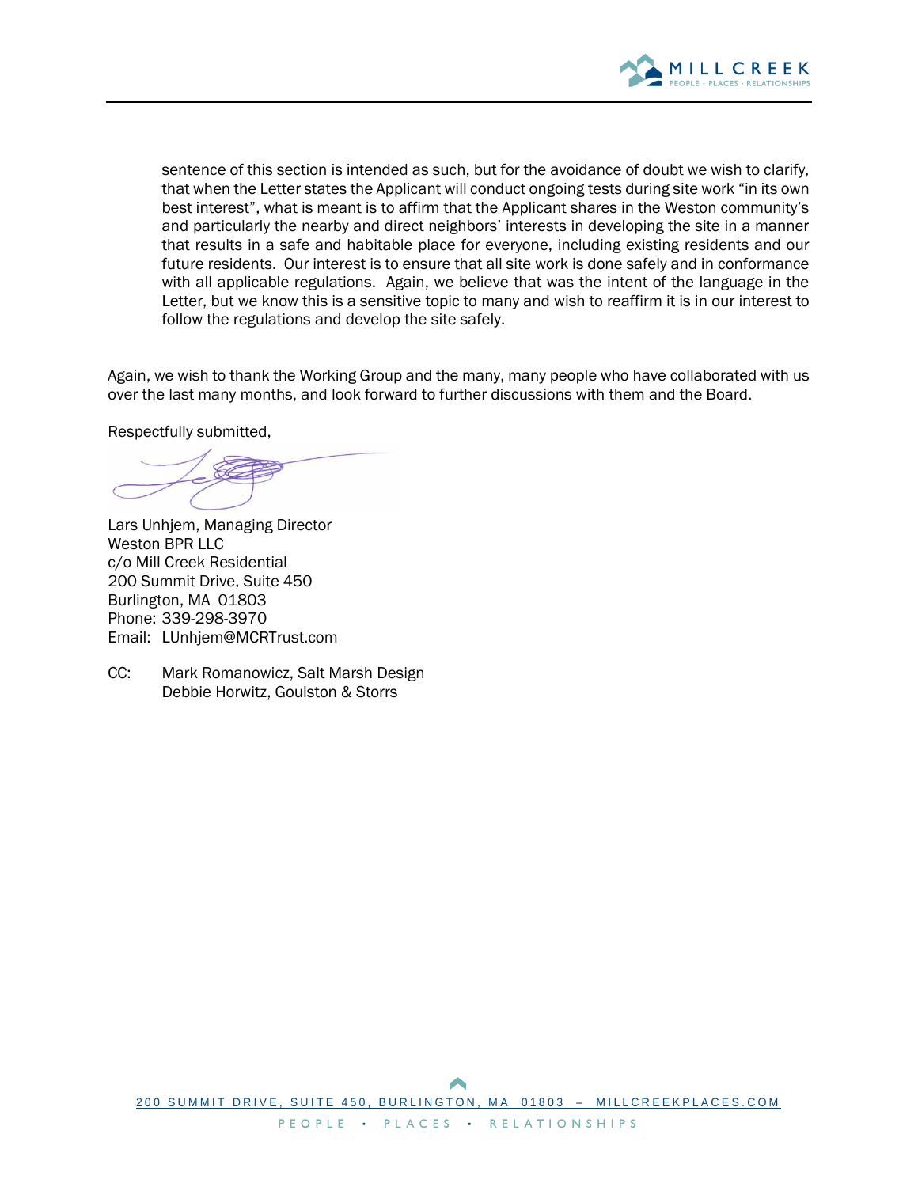sentence of this section is intended as such, but for the avoidance of doubt we wish to clarify, that when the Letter states the Applicant will conduct ongoing tests during site work "in its own best interest", what is meant is to affirm that the Applicant shares in the Weston community's and particularly the nearby and direct neighbors' interests in developing the site in a manner that results in a safe and habitable place for everyone, including existing residents and our future residents. Our interest is to ensure that all site work is done safely and in conformance with all applicable regulations. Again, we believe that was the intent of the language in the Letter, but we know this is a sensitive topic to many and wish to reaffirm it is in our interest to follow the regulations and develop the site safely.

Again, we wish to thank the Working Group and the many, many people who have collaborated with us over the last many months, and look forward to further discussions with them and the Board.

Respectfully submitted,

Lars Unhjem, Managing Director
Weston BPR LLC
c/o Mill Creek Residential
200 Summit Drive, Suite 450
Burlington, MA 01803
Phone: 339-298-3970
Email: LUnhjem@MCRTrust.com

CC: Mark Romanowicz, Salt Marsh Design
Debbie Horwitz, Goulston & Storrs